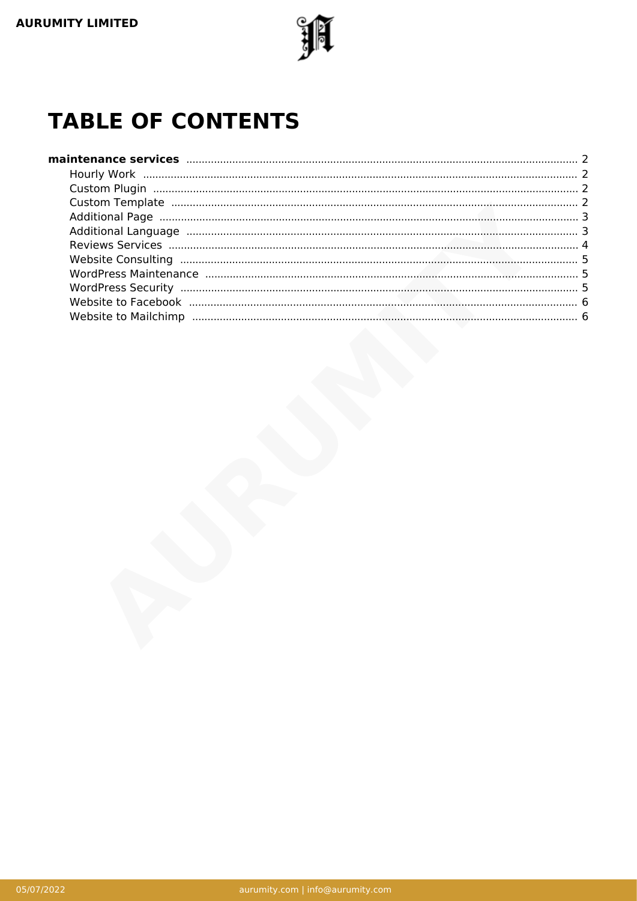# TABLE OF CONTENTS

**maintenance services** .......... 2

- Hourly Work .......... 2
- Custom Plugin .......... 2
- Custom Template .......... 2
- Additional Page .......... 3
- Additional Language .......... 3
- Reviews Services .......... 4
- Website Consulting .......... 5
- WordPress Maintenance .......... 5
- WordPress Security .......... 5
- Website to Facebook .......... 6
- Website to Mailchimp .......... 6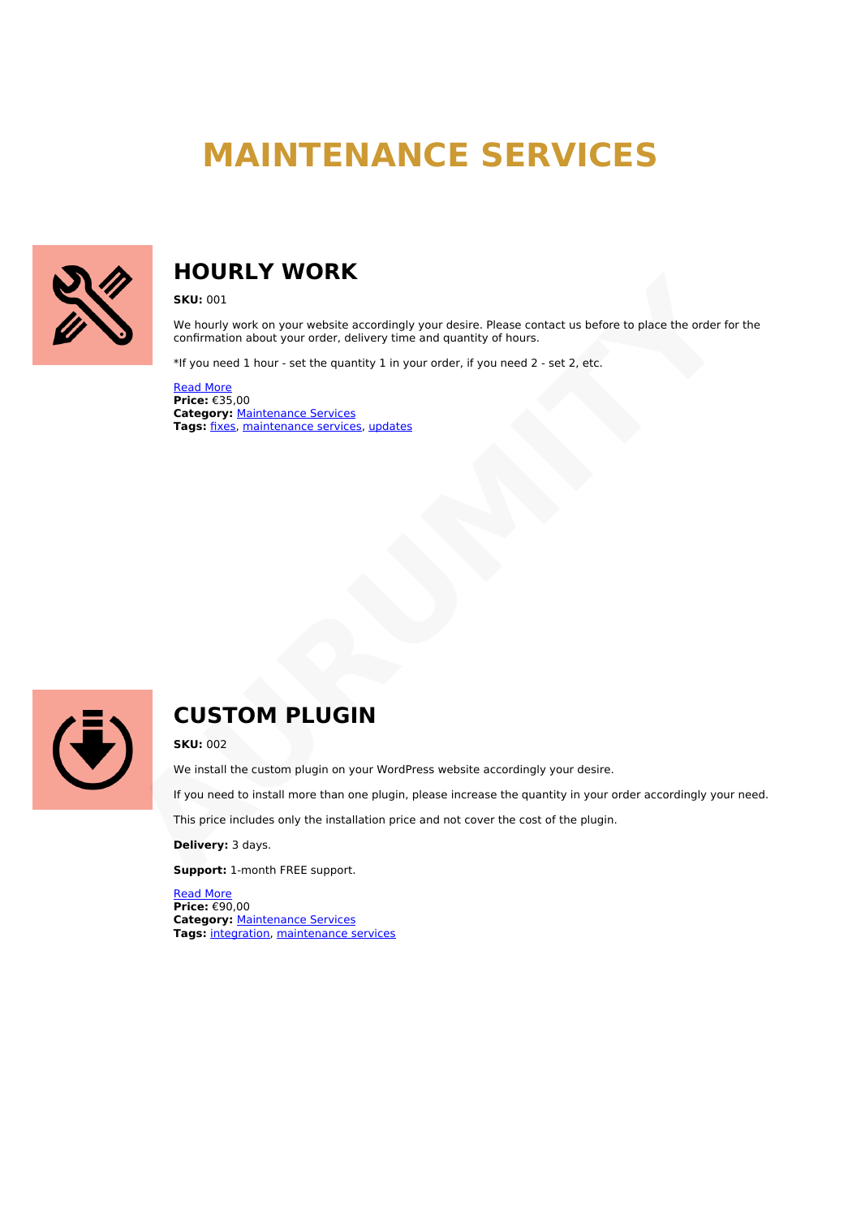# MAINTENANCE SERVICES

## HOURLY WORK

**SKU:** 001

We hourly work on your website accordingly your desire. Please contact us before to place the order for the confirmation about your order, delivery time and quantity of hours.

*If you need 1 hour - set the quantity 1 in your order, if you need 2 - set 2, etc.

Read More
**Price:** €35,00
**Category:** Maintenance Services
**Tags:** fixes, maintenance services, updates

## CUSTOM PLUGIN

**SKU:** 002

We install the custom plugin on your WordPress website accordingly your desire.

If you need to install more than one plugin, please increase the quantity in your order accordingly your need.

This price includes only the installation price and not cover the cost of the plugin.

**Delivery:** 3 days.

**Support:** 1-month FREE support.

Read More
**Price:** €90,00
**Category:** Maintenance Services
**Tags:** integration, maintenance services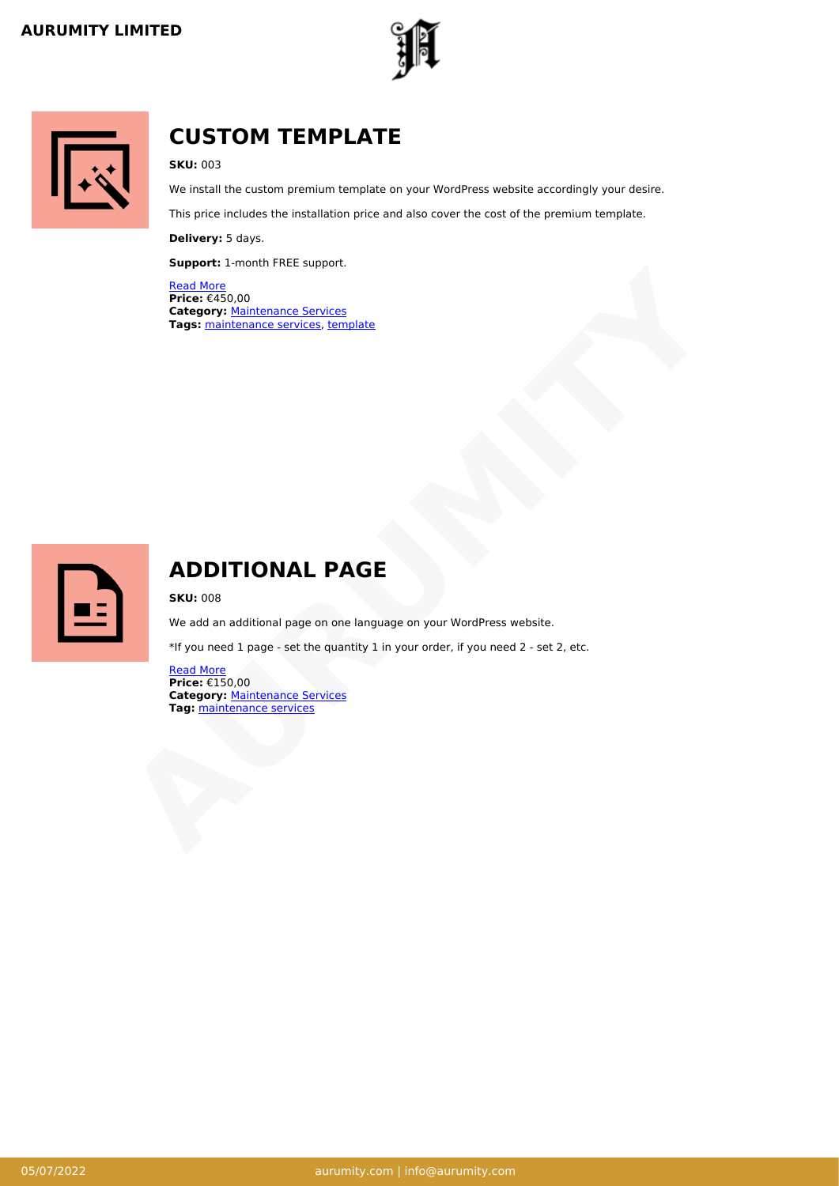# CUSTOM TEMPLATE

**SKU:** 003

We install the custom premium template on your WordPress website accordingly your desire.

This price includes the installation price and also cover the cost of the premium template.

**Delivery:** 5 days.

**Support:** 1-month FREE support.

Read More
**Price:** €450,00
**Category:** Maintenance Services
**Tags:** maintenance services, template

# ADDITIONAL PAGE

**SKU:** 008

We add an additional page on one language on your WordPress website.

*If you need 1 page - set the quantity 1 in your order, if you need 2 - set 2, etc.

Read More
**Price:** €150,00
**Category:** Maintenance Services
**Tag:** maintenance services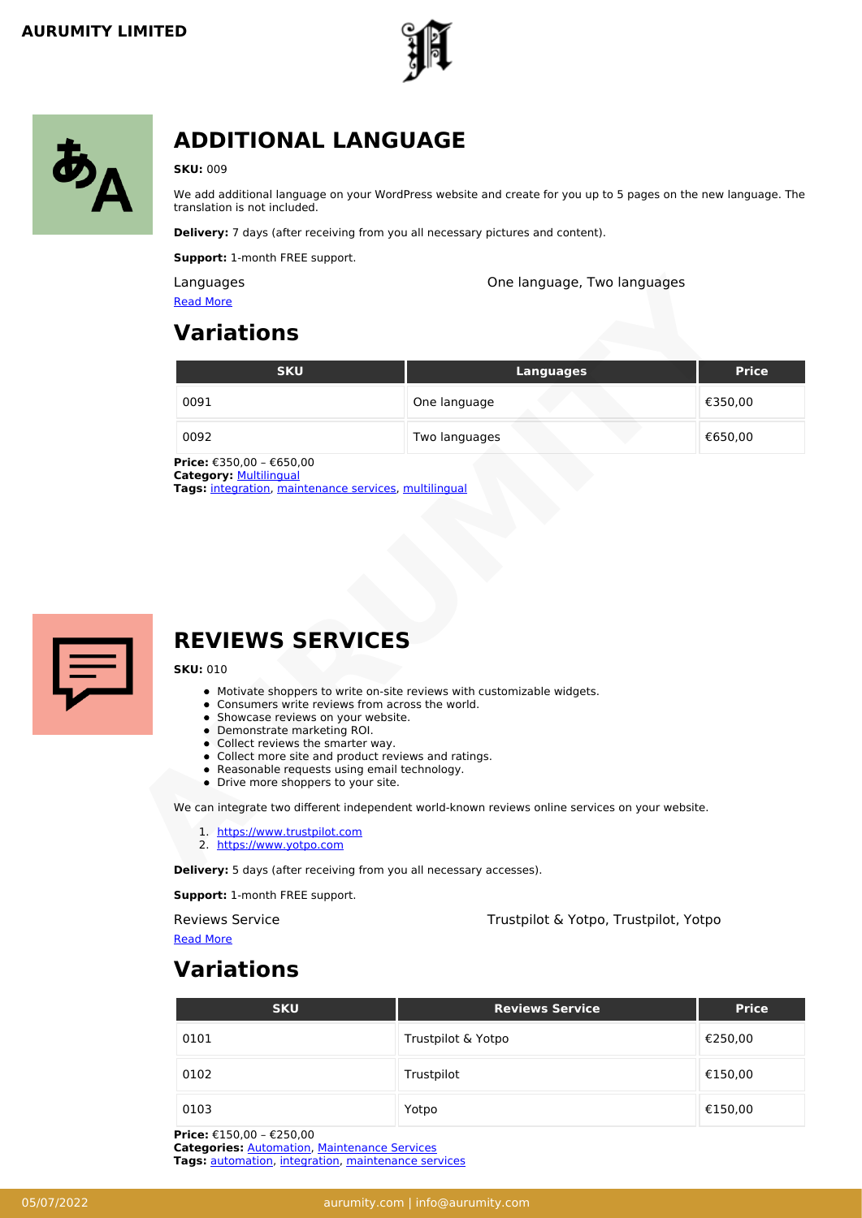## ADDITIONAL LANGUAGE

**SKU:** 009

We add additional language on your WordPress website and create for you up to 5 pages on the new language. The translation is not included.

**Delivery:** 7 days (after receiving from you all necessary pictures and content).

**Support:** 1-month FREE support.

Languages — One language, Two languages

Read More

### Variations

| SKU | Languages | Price |
|---|---|---|
| 0091 | One language | €350,00 |
| 0092 | Two languages | €650,00 |

**Price:** €350,00 – €650,00
**Category:** Multilingual
**Tags:** integration, maintenance services, multilingual

## REVIEWS SERVICES

**SKU:** 010

- Motivate shoppers to write on-site reviews with customizable widgets.
- Consumers write reviews from across the world.
- Showcase reviews on your website.
- Demonstrate marketing ROI.
- Collect reviews the smarter way.
- Collect more site and product reviews and ratings.
- Reasonable requests using email technology.
- Drive more shoppers to your site.

We can integrate two different independent world-known reviews online services on your website.

1. https://www.trustpilot.com
2. https://www.yotpo.com

**Delivery:** 5 days (after receiving from you all necessary accesses).

**Support:** 1-month FREE support.

Reviews Service — Trustpilot & Yotpo, Trustpilot, Yotpo

Read More

### Variations

| SKU | Reviews Service | Price |
|---|---|---|
| 0101 | Trustpilot & Yotpo | €250,00 |
| 0102 | Trustpilot | €150,00 |
| 0103 | Yotpo | €150,00 |

**Price:** €150,00 – €250,00
**Categories:** Automation, Maintenance Services
**Tags:** automation, integration, maintenance services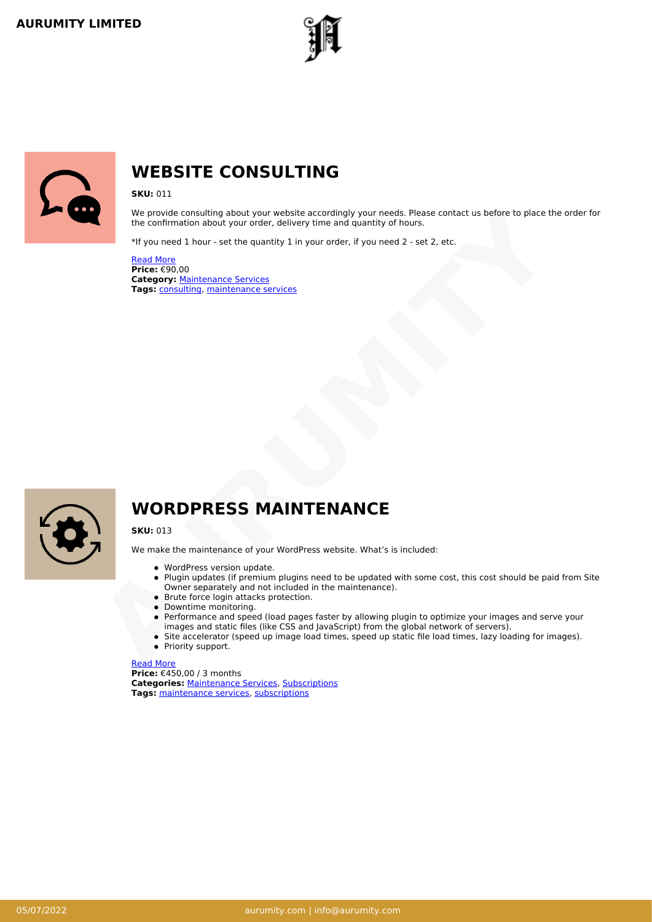# WEBSITE CONSULTING

**SKU:** 011

We provide consulting about your website accordingly your needs. Please contact us before to place the order for the confirmation about your order, delivery time and quantity of hours.

*If you need 1 hour - set the quantity 1 in your order, if you need 2 - set 2, etc.

Read More
**Price:** €90,00
**Category:** Maintenance Services
**Tags:** consulting, maintenance services

# WORDPRESS MAINTENANCE

**SKU:** 013

We make the maintenance of your WordPress website. What's is included:

- WordPress version update.
- Plugin updates (if premium plugins need to be updated with some cost, this cost should be paid from Site Owner separately and not included in the maintenance).
- Brute force login attacks protection.
- Downtime monitoring.
- Performance and speed (load pages faster by allowing plugin to optimize your images and serve your images and static files (like CSS and JavaScript) from the global network of servers).
- Site accelerator (speed up image load times, speed up static file load times, lazy loading for images).
- Priority support.

Read More
**Price:** €450,00 / 3 months
**Categories:** Maintenance Services, Subscriptions
**Tags:** maintenance services, subscriptions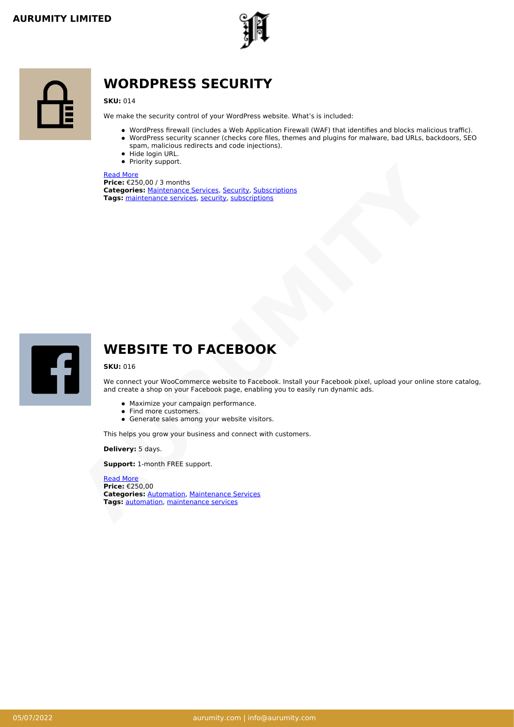## WORDPRESS SECURITY

**SKU:** 014

We make the security control of your WordPress website. What's is included:

- WordPress firewall (includes a Web Application Firewall (WAF) that identifies and blocks malicious traffic).
- WordPress security scanner (checks core files, themes and plugins for malware, bad URLs, backdoors, SEO spam, malicious redirects and code injections).
- Hide login URL.
- Priority support.

Read More
**Price:** €250,00 / 3 months
**Categories:** Maintenance Services, Security, Subscriptions
**Tags:** maintenance services, security, subscriptions

## WEBSITE TO FACEBOOK

**SKU:** 016

We connect your WooCommerce website to Facebook. Install your Facebook pixel, upload your online store catalog, and create a shop on your Facebook page, enabling you to easily run dynamic ads.

- Maximize your campaign performance.
- Find more customers.
- Generate sales among your website visitors.

This helps you grow your business and connect with customers.

**Delivery:** 5 days.

**Support:** 1-month FREE support.

Read More
**Price:** €250,00
**Categories:** Automation, Maintenance Services
**Tags:** automation, maintenance services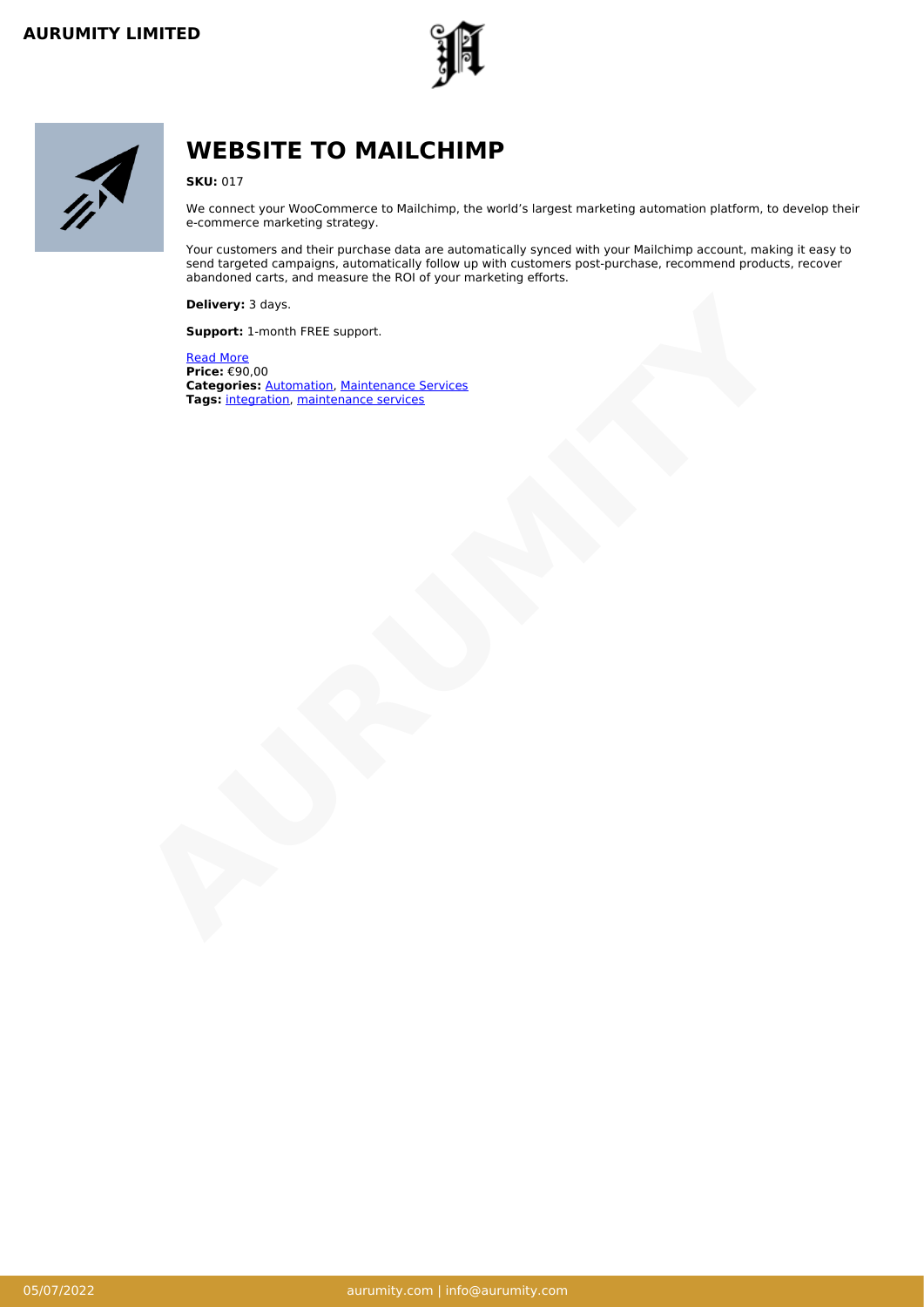# WEBSITE TO MAILCHIMP

**SKU:** 017

We connect your WooCommerce to Mailchimp, the world's largest marketing automation platform, to develop their e-commerce marketing strategy.

Your customers and their purchase data are automatically synced with your Mailchimp account, making it easy to send targeted campaigns, automatically follow up with customers post-purchase, recommend products, recover abandoned carts, and measure the ROI of your marketing efforts.

**Delivery:** 3 days.

**Support:** 1-month FREE support.

Read More
**Price:** €90,00
**Categories:** Automation, Maintenance Services
**Tags:** integration, maintenance services